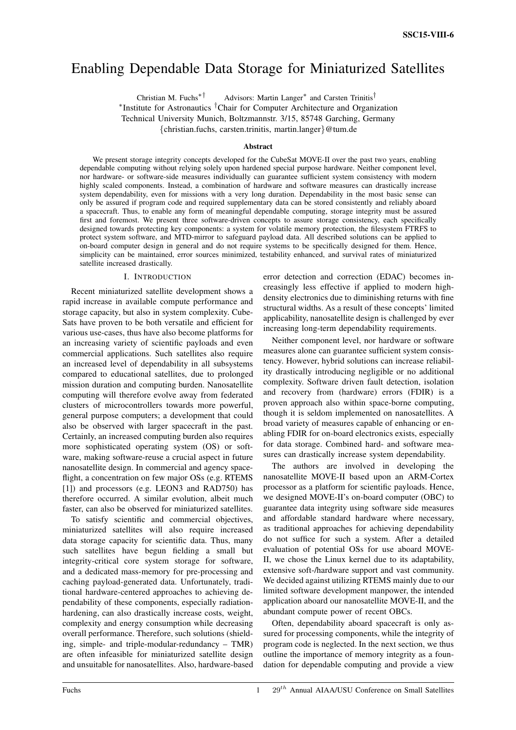SSC15-VIII-6

# Enabling Dependable Data Storage for Miniaturized Satellites

Christian M. Fuchs[*†] Advisors: Martin Langer[*] and Carsten Trinitis[†]

[*]Institute for Astronautics [†]Chair for Computer Architecture and Organization
Technical University Munich, Boltzmannstr. 3/15, 85748 Garching, Germany
{christian.fuchs, carsten.trinitis, martin.langer}@tum.de

### Abstract

We present storage integrity concepts developed for the CubeSat MOVE-II over the past two years, enabling dependable computing without relying solely upon hardened special purpose hardware. Neither component level, nor hardware- or software-side measures individually can guarantee sufficient system consistency with modern highly scaled components. Instead, a combination of hardware and software measures can drastically increase system dependability, even for missions with a very long duration. Dependability in the most basic sense can only be assured if program code and required supplementary data can be stored consistently and reliably aboard a spacecraft. Thus, to enable any form of meaningful dependable computing, storage integrity must be assured first and foremost. We present three software-driven concepts to assure storage consistency, each specifically designed towards protecting key components: a system for volatile memory protection, the filesystem FTRFS to protect system software, and MTD-mirror to safeguard payload data. All described solutions can be applied to on-board computer design in general and do not require systems to be specifically designed for them. Hence, simplicity can be maintained, error sources minimized, testability enhanced, and survival rates of miniaturized satellite increased drastically.

## I. Introduction

Recent miniaturized satellite development shows a rapid increase in available compute performance and storage capacity, but also in system complexity. CubeSats have proven to be both versatile and efficient for various use-cases, thus have also become platforms for an increasing variety of scientific payloads and even commercial applications. Such satellites also require an increased level of dependability in all subsystems compared to educational satellites, due to prolonged mission duration and computing burden. Nanosatellite computing will therefore evolve away from federated clusters of microcontrollers towards more powerful, general purpose computers; a development that could also be observed with larger spacecraft in the past. Certainly, an increased computing burden also requires more sophisticated operating system (OS) or software, making software-reuse a crucial aspect in future nanosatellite design. In commercial and agency spaceflight, a concentration on few major OSs (e.g. RTEMS [1]) and processors (e.g. LEON3 and RAD750) has therefore occurred. A similar evolution, albeit much faster, can also be observed for miniaturized satellites.

To satisfy scientific and commercial objectives, miniaturized satellites will also require increased data storage capacity for scientific data. Thus, many such satellites have begun fielding a small but integrity-critical core system storage for software, and a dedicated mass-memory for pre-processing and caching payload-generated data. Unfortunately, traditional hardware-centered approaches to achieving dependability of these components, especially radiation-hardening, can also drastically increase costs, weight, complexity and energy consumption while decreasing overall performance. Therefore, such solutions (shielding, simple- and triple-modular-redundancy – TMR) are often infeasible for miniaturized satellite design and unsuitable for nanosatellites. Also, hardware-based error detection and correction (EDAC) becomes increasingly less effective if applied to modern high-density electronics due to diminishing returns with fine structural widths. As a result of these concepts' limited applicability, nanosatellite design is challenged by ever increasing long-term dependability requirements.

Neither component level, nor hardware or software measures alone can guarantee sufficient system consistency. However, hybrid solutions can increase reliability drastically introducing negligible or no additional complexity. Software driven fault detection, isolation and recovery from (hardware) errors (FDIR) is a proven approach also within space-borne computing, though it is seldom implemented on nanosatellites. A broad variety of measures capable of enhancing or enabling FDIR for on-board electronics exists, especially for data storage. Combined hard- and software measures can drastically increase system dependability.

The authors are involved in developing the nanosatellite MOVE-II based upon an ARM-Cortex processor as a platform for scientific payloads. Hence, we designed MOVE-II's on-board computer (OBC) to guarantee data integrity using software side measures and affordable standard hardware where necessary, as traditional approaches for achieving dependability do not suffice for such a system. After a detailed evaluation of potential OSs for use aboard MOVE-II, we chose the Linux kernel due to its adaptability, extensive soft-/hardware support and vast community. We decided against utilizing RTEMS mainly due to our limited software development manpower, the intended application aboard our nanosatellite MOVE-II, and the abundant compute power of recent OBCs.

Often, dependability aboard spacecraft is only assured for processing components, while the integrity of program code is neglected. In the next section, we thus outline the importance of memory integrity as a foundation for dependable computing and provide a view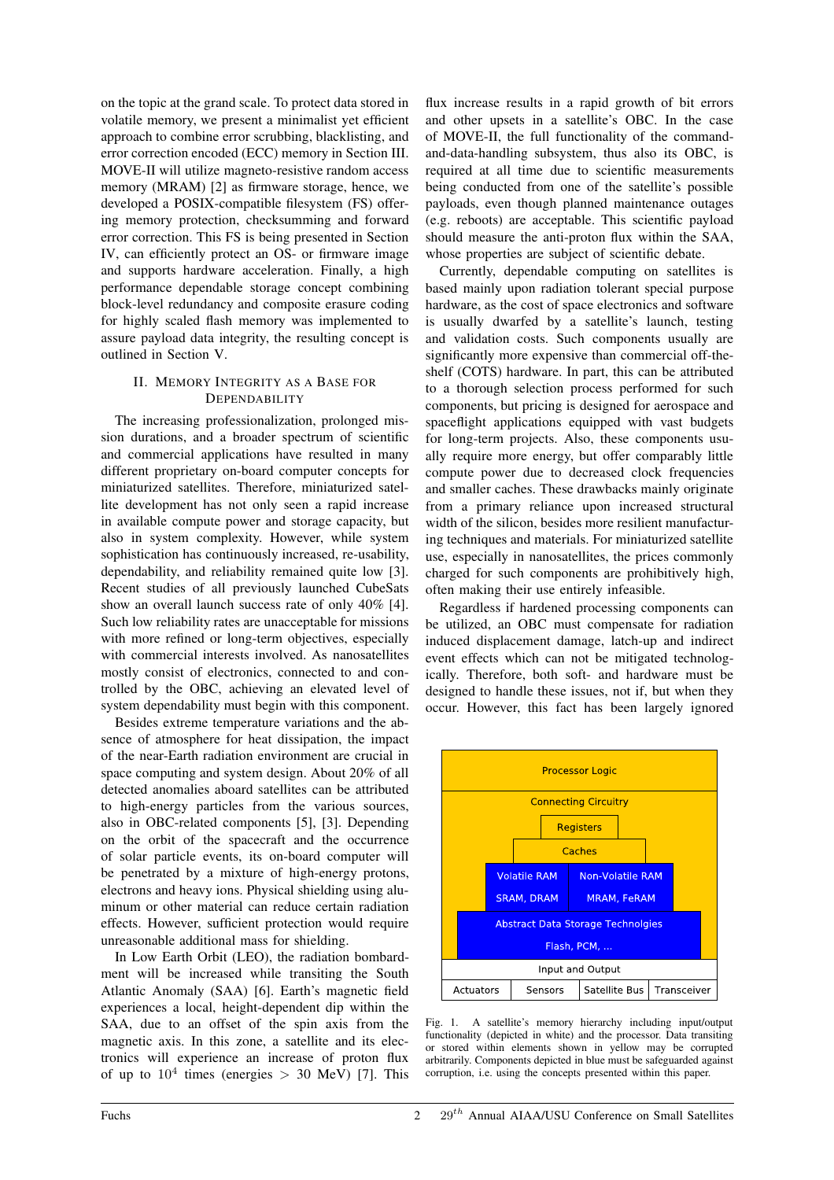on the topic at the grand scale. To protect data stored in volatile memory, we present a minimalist yet efficient approach to combine error scrubbing, blacklisting, and error correction encoded (ECC) memory in Section III. MOVE-II will utilize magneto-resistive random access memory (MRAM) [2] as firmware storage, hence, we developed a POSIX-compatible filesystem (FS) offering memory protection, checksumming and forward error correction. This FS is being presented in Section IV, can efficiently protect an OS- or firmware image and supports hardware acceleration. Finally, a high performance dependable storage concept combining block-level redundancy and composite erasure coding for highly scaled flash memory was implemented to assure payload data integrity, the resulting concept is outlined in Section V.

## II. Memory Integrity as a Base for Dependability

The increasing professionalization, prolonged mission durations, and a broader spectrum of scientific and commercial applications have resulted in many different proprietary on-board computer concepts for miniaturized satellites. Therefore, miniaturized satellite development has not only seen a rapid increase in available compute power and storage capacity, but also in system complexity. However, while system sophistication has continuously increased, re-usability, dependability, and reliability remained quite low [3]. Recent studies of all previously launched CubeSats show an overall launch success rate of only 40% [4]. Such low reliability rates are unacceptable for missions with more refined or long-term objectives, especially with commercial interests involved. As nanosatellites mostly consist of electronics, connected to and controlled by the OBC, achieving an elevated level of system dependability must begin with this component.

Besides extreme temperature variations and the absence of atmosphere for heat dissipation, the impact of the near-Earth radiation environment are crucial in space computing and system design. About 20% of all detected anomalies aboard satellites can be attributed to high-energy particles from the various sources, also in OBC-related components [5], [3]. Depending on the orbit of the spacecraft and the occurrence of solar particle events, its on-board computer will be penetrated by a mixture of high-energy protons, electrons and heavy ions. Physical shielding using aluminum or other material can reduce certain radiation effects. However, sufficient protection would require unreasonable additional mass for shielding.

In Low Earth Orbit (LEO), the radiation bombardment will be increased while transiting the South Atlantic Anomaly (SAA) [6]. Earth's magnetic field experiences a local, height-dependent dip within the SAA, due to an offset of the spin axis from the magnetic axis. In this zone, a satellite and its electronics will experience an increase of proton flux of up to $10^4$ times (energies $>$ 30 MeV) [7]. This flux increase results in a rapid growth of bit errors and other upsets in a satellite's OBC. In the case of MOVE-II, the full functionality of the command-and-data-handling subsystem, thus also its OBC, is required at all time due to scientific measurements being conducted from one of the satellite's possible payloads, even though planned maintenance outages (e.g. reboots) are acceptable. This scientific payload should measure the anti-proton flux within the SAA, whose properties are subject of scientific debate.

Currently, dependable computing on satellites is based mainly upon radiation tolerant special purpose hardware, as the cost of space electronics and software is usually dwarfed by a satellite's launch, testing and validation costs. Such components usually are significantly more expensive than commercial off-the-shelf (COTS) hardware. In part, this can be attributed to a thorough selection process performed for such components, but pricing is designed for aerospace and spaceflight applications equipped with vast budgets for long-term projects. Also, these components usually require more energy, but offer comparably little compute power due to decreased clock frequencies and smaller caches. These drawbacks mainly originate from a primary reliance upon increased structural width of the silicon, besides more resilient manufacturing techniques and materials. For miniaturized satellite use, especially in nanosatellites, the prices commonly charged for such components are prohibitively high, often making their use entirely infeasible.

Regardless if hardened processing components can be utilized, an OBC must compensate for radiation induced displacement damage, latch-up and indirect event effects which can not be mitigated technologically. Therefore, both soft- and hardware must be designed to handle these issues, not if, but when they occur. However, this fact has been largely ignored

| Processor Logic | | | |
|---|---|---|---|
| Connecting Circuitry | | | |
| Registers | | | |
| Caches | | | |
| Volatile RAM<br>SRAM, DRAM | | Non-Volatile RAM<br>MRAM, FeRAM | |
| Abstract Data Storage Technolgies<br>Flash, PCM, ... | | | |
| Input and Output | | | |
| Actuators | Sensors | Satellite Bus | Transceiver |

Fig. 1. A satellite's memory hierarchy including input/output functionality (depicted in white) and the processor. Data transiting or stored within elements shown in yellow may be corrupted arbitrarily. Components depicted in blue must be safeguarded against corruption, i.e. using the concepts presented within this paper.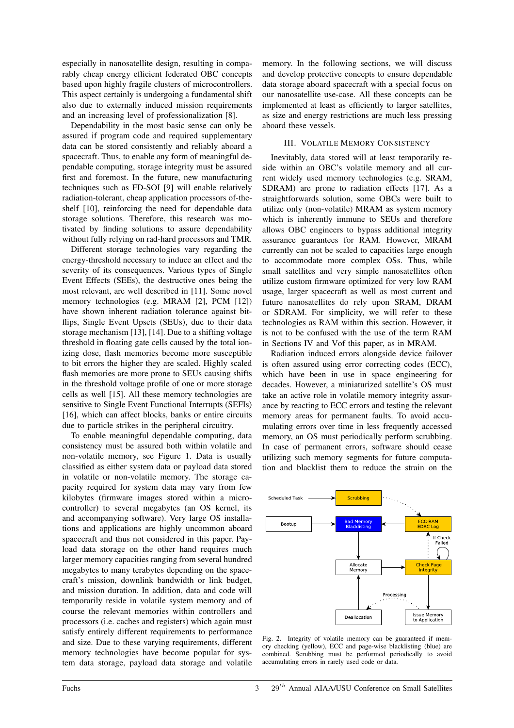especially in nanosatellite design, resulting in comparably cheap energy efficient federated OBC concepts based upon highly fragile clusters of microcontrollers. This aspect certainly is undergoing a fundamental shift also due to externally induced mission requirements and an increasing level of professionalization [8].

Dependability in the most basic sense can only be assured if program code and required supplementary data can be stored consistently and reliably aboard a spacecraft. Thus, to enable any form of meaningful dependable computing, storage integrity must be assured first and foremost. In the future, new manufacturing techniques such as FD-SOI [9] will enable relatively radiation-tolerant, cheap application processors of-the-shelf [10], reinforcing the need for dependable data storage solutions. Therefore, this research was motivated by finding solutions to assure dependability without fully relying on rad-hard processors and TMR.

Different storage technologies vary regarding the energy-threshold necessary to induce an effect and the severity of its consequences. Various types of Single Event Effects (SEEs), the destructive ones being the most relevant, are well described in [11]. Some novel memory technologies (e.g. MRAM [2], PCM [12]) have shown inherent radiation tolerance against bit-flips, Single Event Upsets (SEUs), due to their data storage mechanism [13], [14]. Due to a shifting voltage threshold in floating gate cells caused by the total ionizing dose, flash memories become more susceptible to bit errors the higher they are scaled. Highly scaled flash memories are more prone to SEUs causing shifts in the threshold voltage profile of one or more storage cells as well [15]. All these memory technologies are sensitive to Single Event Functional Interrupts (SEFIs) [16], which can affect blocks, banks or entire circuits due to particle strikes in the peripheral circuitry.

To enable meaningful dependable computing, data consistency must be assured both within volatile and non-volatile memory, see Figure 1. Data is usually classified as either system data or payload data stored in volatile or non-volatile memory. The storage capacity required for system data may vary from few kilobytes (firmware images stored within a microcontroller) to several megabytes (an OS kernel, its and accompanying software). Very large OS installations and applications are highly uncommon aboard spacecraft and thus not considered in this paper. Payload data storage on the other hand requires much larger memory capacities ranging from several hundred megabytes to many terabytes depending on the spacecraft's mission, downlink bandwidth or link budget, and mission duration. In addition, data and code will temporarily reside in volatile system memory and of course the relevant memories within controllers and processors (i.e. caches and registers) which again must satisfy entirely different requirements to performance and size. Due to these varying requirements, different memory technologies have become popular for system data storage, payload data storage and volatile memory. In the following sections, we will discuss and develop protective concepts to ensure dependable data storage aboard spacecraft with a special focus on our nanosatellite use-case. All these concepts can be implemented at least as efficiently to larger satellites, as size and energy restrictions are much less pressing aboard these vessels.

## III. Volatile Memory Consistency

Inevitably, data stored will at least temporarily reside within an OBC's volatile memory and all current widely used memory technologies (e.g. SRAM, SDRAM) are prone to radiation effects [17]. As a straightforwards solution, some OBCs were built to utilize only (non-volatile) MRAM as system memory which is inherently immune to SEUs and therefore allows OBC engineers to bypass additional integrity assurance guarantees for RAM. However, MRAM currently can not be scaled to capacities large enough to accommodate more complex OSs. Thus, while small satellites and very simple nanosatellites often utilize custom firmware optimized for very low RAM usage, larger spacecraft as well as most current and future nanosatellites do rely upon SRAM, DRAM or SDRAM. For simplicity, we will refer to these technologies as RAM within this section. However, it is not to be confused with the use of the term RAM in Sections IV and Vof this paper, as in MRAM.

Radiation induced errors alongside device failover is often assured using error correcting codes (ECC), which have been in use in space engineering for decades. However, a miniaturized satellite's OS must take an active role in volatile memory integrity assurance by reacting to ECC errors and testing the relevant memory areas for permanent faults. To avoid accumulating errors over time in less frequently accessed memory, an OS must periodically perform scrubbing. In case of permanent errors, software should cease utilizing such memory segments for future computation and blacklist them to reduce the strain on the

Fig. 2. Integrity of volatile memory can be guaranteed if memory checking (yellow), ECC and page-wise blacklisting (blue) are combined. Scrubbing must be performed periodically to avoid accumulating errors in rarely used code or data.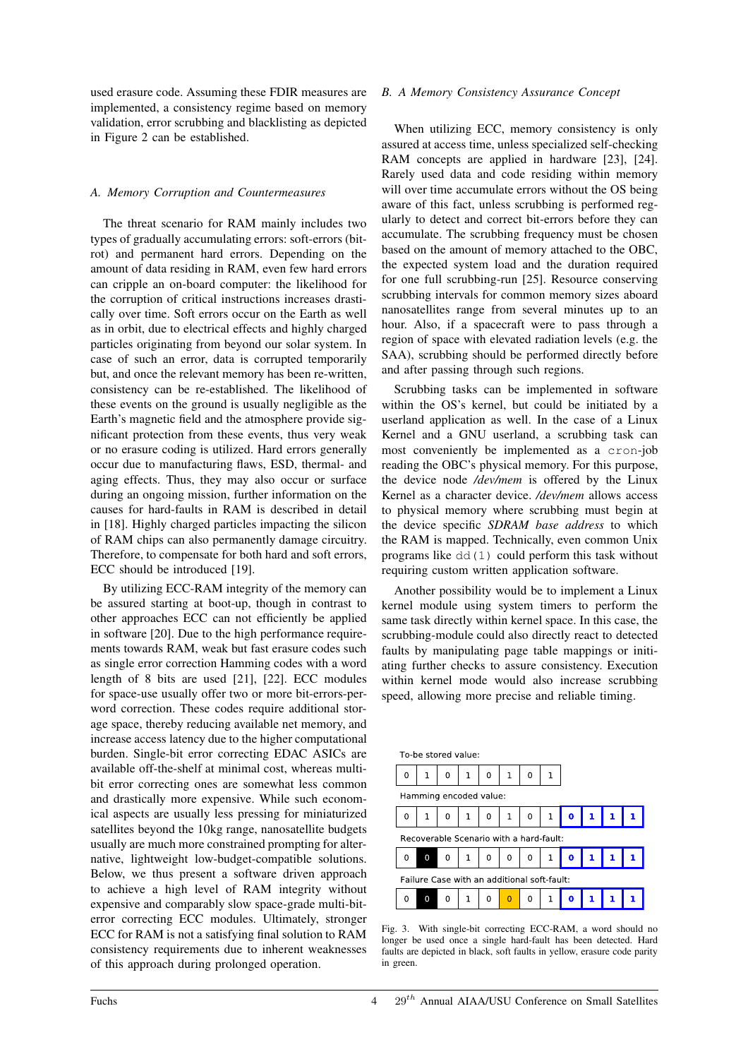used erasure code. Assuming these FDIR measures are implemented, a consistency regime based on memory validation, error scrubbing and blacklisting as depicted in Figure 2 can be established.

### *A. Memory Corruption and Countermeasures*

The threat scenario for RAM mainly includes two types of gradually accumulating errors: soft-errors (bit-rot) and permanent hard errors. Depending on the amount of data residing in RAM, even few hard errors can cripple an on-board computer: the likelihood for the corruption of critical instructions increases drastically over time. Soft errors occur on the Earth as well as in orbit, due to electrical effects and highly charged particles originating from beyond our solar system. In case of such an error, data is corrupted temporarily but, and once the relevant memory has been re-written, consistency can be re-established. The likelihood of these events on the ground is usually negligible as the Earth's magnetic field and the atmosphere provide significant protection from these events, thus very weak or no erasure coding is utilized. Hard errors generally occur due to manufacturing flaws, ESD, thermal- and aging effects. Thus, they may also occur or surface during an ongoing mission, further information on the causes for hard-faults in RAM is described in detail in [18]. Highly charged particles impacting the silicon of RAM chips can also permanently damage circuitry. Therefore, to compensate for both hard and soft errors, ECC should be introduced [19].

By utilizing ECC-RAM integrity of the memory can be assured starting at boot-up, though in contrast to other approaches ECC can not efficiently be applied in software [20]. Due to the high performance requirements towards RAM, weak but fast erasure codes such as single error correction Hamming codes with a word length of 8 bits are used [21], [22]. ECC modules for space-use usually offer two or more bit-errors-per-word correction. These codes require additional storage space, thereby reducing available net memory, and increase access latency due to the higher computational burden. Single-bit error correcting EDAC ASICs are available off-the-shelf at minimal cost, whereas multi-bit error correcting ones are somewhat less common and drastically more expensive. While such economical aspects are usually less pressing for miniaturized satellites beyond the 10kg range, nanosatellite budgets usually are much more constrained prompting for alternative, lightweight low-budget-compatible solutions. Below, we thus present a software driven approach to achieve a high level of RAM integrity without expensive and comparably slow space-grade multi-bit-error correcting ECC modules. Ultimately, stronger ECC for RAM is not a satisfying final solution to RAM consistency requirements due to inherent weaknesses of this approach during prolonged operation.

### *B. A Memory Consistency Assurance Concept*

When utilizing ECC, memory consistency is only assured at access time, unless specialized self-checking RAM concepts are applied in hardware [23], [24]. Rarely used data and code residing within memory will over time accumulate errors without the OS being aware of this fact, unless scrubbing is performed regularly to detect and correct bit-errors before they can accumulate. The scrubbing frequency must be chosen based on the amount of memory attached to the OBC, the expected system load and the duration required for one full scrubbing-run [25]. Resource conserving scrubbing intervals for common memory sizes aboard nanosatellites range from several minutes up to an hour. Also, if a spacecraft were to pass through a region of space with elevated radiation levels (e.g. the SAA), scrubbing should be performed directly before and after passing through such regions.

Scrubbing tasks can be implemented in software within the OS's kernel, but could be initiated by a userland application as well. In the case of a Linux Kernel and a GNU userland, a scrubbing task can most conveniently be implemented as a `cron`-job reading the OBC's physical memory. For this purpose, the device node */dev/mem* is offered by the Linux Kernel as a character device. */dev/mem* allows access to physical memory where scrubbing must begin at the device specific *SDRAM base address* to which the RAM is mapped. Technically, even common Unix programs like `dd(1)` could perform this task without requiring custom written application software.

Another possibility would be to implement a Linux kernel module using system timers to perform the same task directly within kernel space. In this case, the scrubbing-module could also directly react to detected faults by manipulating page table mappings or initiating further checks to assure consistency. Execution within kernel mode would also increase scrubbing speed, allowing more precise and reliable timing.

To-be stored value:

| 0 | 1 | 0 | 1 | 0 | 1 | 0 | 1 |
|---|---|---|---|---|---|---|---|

Hamming encoded value:

| 0 | 1 | 0 | 1 | 0 | 1 | 0 | 1 | 0 | 1 | 1 | 1 |
|---|---|---|---|---|---|---|---|---|---|---|---|

Recoverable Scenario with a hard-fault:

| 0 | 0 | 0 | 1 | 0 | 0 | 0 | 1 | 0 | 1 | 1 | 1 |
|---|---|---|---|---|---|---|---|---|---|---|---|

Failure Case with an additional soft-fault:

| 0 | 0 | 0 | 1 | 0 | 0 | 0 | 1 | 0 | 1 | 1 | 1 |
|---|---|---|---|---|---|---|---|---|---|---|---|

Fig. 3. With single-bit correcting ECC-RAM, a word should no longer be used once a single hard-fault has been detected. Hard faults are depicted in black, soft faults in yellow, erasure code parity in green.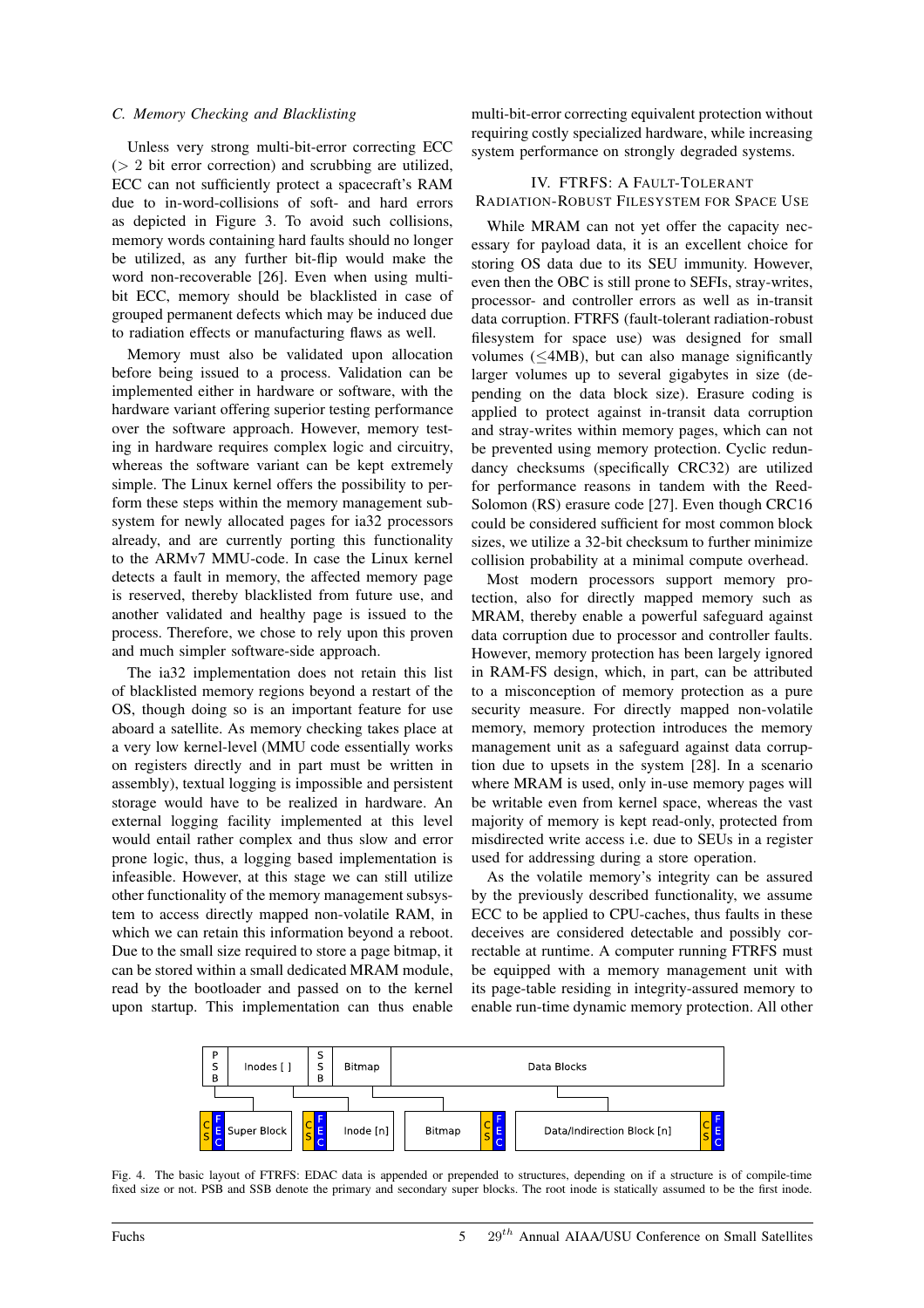### C. Memory Checking and Blacklisting

Unless very strong multi-bit-error correcting ECC ($>2$ bit error correction) and scrubbing are utilized, ECC can not sufficiently protect a spacecraft's RAM due to in-word-collisions of soft- and hard errors as depicted in Figure 3. To avoid such collisions, memory words containing hard faults should no longer be utilized, as any further bit-flip would make the word non-recoverable [26]. Even when using multi-bit ECC, memory should be blacklisted in case of grouped permanent defects which may be induced due to radiation effects or manufacturing flaws as well.

Memory must also be validated upon allocation before being issued to a process. Validation can be implemented either in hardware or software, with the hardware variant offering superior testing performance over the software approach. However, memory testing in hardware requires complex logic and circuitry, whereas the software variant can be kept extremely simple. The Linux kernel offers the possibility to perform these steps within the memory management subsystem for newly allocated pages for ia32 processors already, and are currently porting this functionality to the ARMv7 MMU-code. In case the Linux kernel detects a fault in memory, the affected memory page is reserved, thereby blacklisted from future use, and another validated and healthy page is issued to the process. Therefore, we chose to rely upon this proven and much simpler software-side approach.

The ia32 implementation does not retain this list of blacklisted memory regions beyond a restart of the OS, though doing so is an important feature for use aboard a satellite. As memory checking takes place at a very low kernel-level (MMU code essentially works on registers directly and in part must be written in assembly), textual logging is impossible and persistent storage would have to be realized in hardware. An external logging facility implemented at this level would entail rather complex and thus slow and error prone logic, thus, a logging based implementation is infeasible. However, at this stage we can still utilize other functionality of the memory management subsystem to access directly mapped non-volatile RAM, in which we can retain this information beyond a reboot. Due to the small size required to store a page bitmap, it can be stored within a small dedicated MRAM module, read by the bootloader and passed on to the kernel upon startup. This implementation can thus enable multi-bit-error correcting equivalent protection without requiring costly specialized hardware, while increasing system performance on strongly degraded systems.

## IV. FTRFS: A Fault-Tolerant Radiation-Robust Filesystem for Space Use

While MRAM can not yet offer the capacity necessary for payload data, it is an excellent choice for storing OS data due to its SEU immunity. However, even then the OBC is still prone to SEFIs, stray-writes, processor- and controller errors as well as in-transit data corruption. FTRFS (fault-tolerant radiation-robust filesystem for space use) was designed for small volumes ($\leq$4MB), but can also manage significantly larger volumes up to several gigabytes in size (depending on the data block size). Erasure coding is applied to protect against in-transit data corruption and stray-writes within memory pages, which can not be prevented using memory protection. Cyclic redundancy checksums (specifically CRC32) are utilized for performance reasons in tandem with the Reed-Solomon (RS) erasure code [27]. Even though CRC16 could be considered sufficient for most common block sizes, we utilize a 32-bit checksum to further minimize collision probability at a minimal compute overhead.

Most modern processors support memory protection, also for directly mapped memory such as MRAM, thereby enable a powerful safeguard against data corruption due to processor and controller faults. However, memory protection has been largely ignored in RAM-FS design, which, in part, can be attributed to a misconception of memory protection as a pure security measure. For directly mapped non-volatile memory, memory protection introduces the memory management unit as a safeguard against data corruption due to upsets in the system [28]. In a scenario where MRAM is used, only in-use memory pages will be writable even from kernel space, whereas the vast majority of memory is kept read-only, protected from misdirected write access i.e. due to SEUs in a register used for addressing during a store operation.

As the volatile memory's integrity can be assured by the previously described functionality, we assume ECC to be applied to CPU-caches, thus faults in these deceives are considered detectable and possibly correctable at runtime. A computer running FTRFS must be equipped with a memory management unit with its page-table residing in integrity-assured memory to enable run-time dynamic memory protection. All other

Fig. 4. The basic layout of FTRFS: EDAC data is appended or prepended to structures, depending on if a structure is of compile-time fixed size or not. PSB and SSB denote the primary and secondary super blocks. The root inode is statically assumed to be the first inode.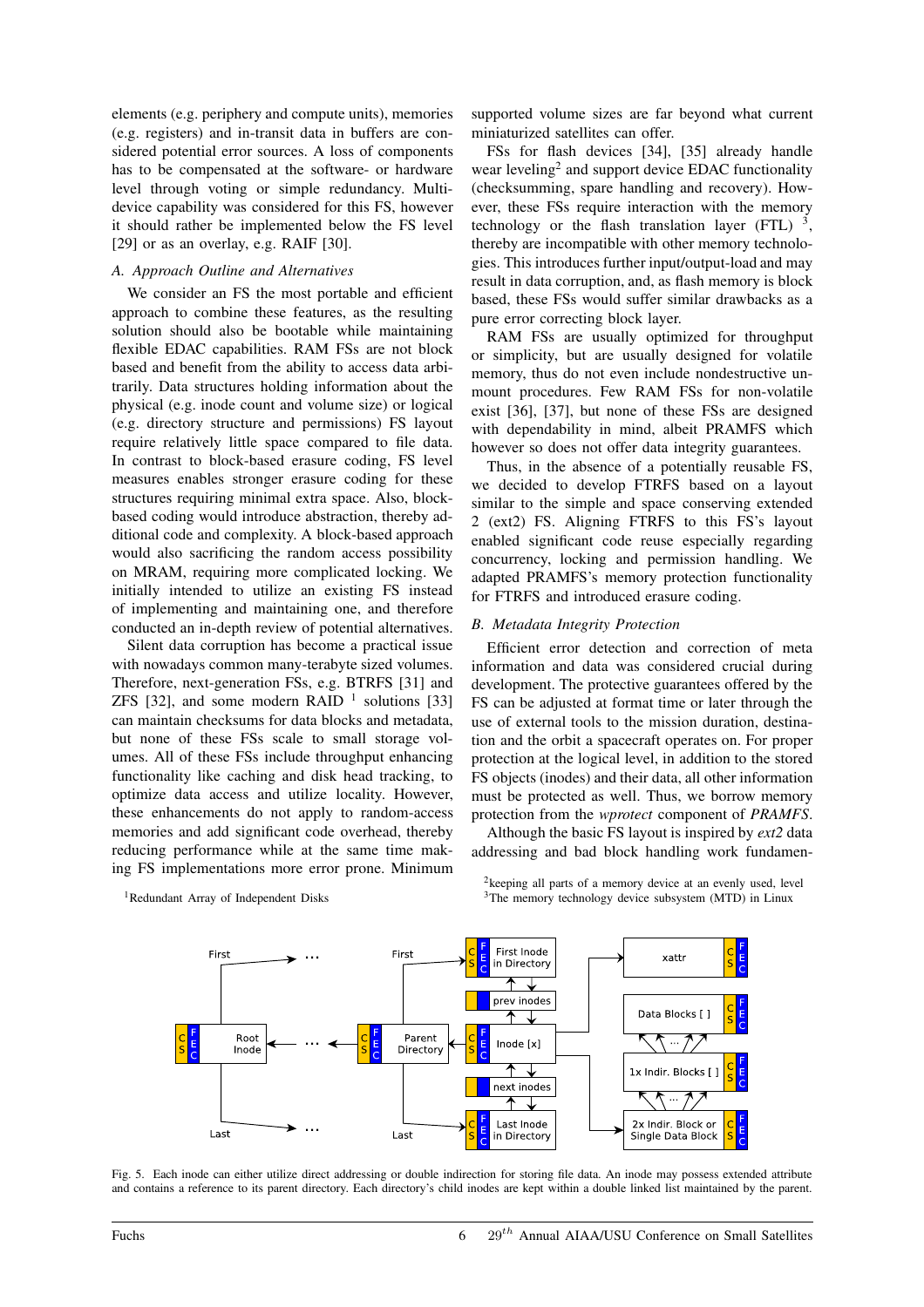elements (e.g. periphery and compute units), memories (e.g. registers) and in-transit data in buffers are considered potential error sources. A loss of components has to be compensated at the software- or hardware level through voting or simple redundancy. Multi-device capability was considered for this FS, however it should rather be implemented below the FS level [29] or as an overlay, e.g. RAIF [30].

### A. Approach Outline and Alternatives

We consider an FS the most portable and efficient approach to combine these features, as the resulting solution should also be bootable while maintaining flexible EDAC capabilities. RAM FSs are not block based and benefit from the ability to access data arbitrarily. Data structures holding information about the physical (e.g. inode count and volume size) or logical (e.g. directory structure and permissions) FS layout require relatively little space compared to file data. In contrast to block-based erasure coding, FS level measures enables stronger erasure coding for these structures requiring minimal extra space. Also, block-based coding would introduce abstraction, thereby additional code and complexity. A block-based approach would also sacrificing the random access possibility on MRAM, requiring more complicated locking. We initially intended to utilize an existing FS instead of implementing and maintaining one, and therefore conducted an in-depth review of potential alternatives.

Silent data corruption has become a practical issue with nowadays common many-terabyte sized volumes. Therefore, next-generation FSs, e.g. BTRFS [31] and ZFS [32], and some modern RAID [1] solutions [33] can maintain checksums for data blocks and metadata, but none of these FSs scale to small storage volumes. All of these FSs include throughput enhancing functionality like caching and disk head tracking, to optimize data access and utilize locality. However, these enhancements do not apply to random-access memories and add significant code overhead, thereby reducing performance while at the same time making FS implementations more error prone. Minimum supported volume sizes are far beyond what current miniaturized satellites can offer.

FSs for flash devices [34], [35] already handle wear leveling[2] and support device EDAC functionality (checksumming, spare handling and recovery). However, these FSs require interaction with the memory technology or the flash translation layer (FTL) [3], thereby are incompatible with other memory technologies. This introduces further input/output-load and may result in data corruption, and, as flash memory is block based, these FSs would suffer similar drawbacks as a pure error correcting block layer.

RAM FSs are usually optimized for throughput or simplicity, but are usually designed for volatile memory, thus do not even include nondestructive unmount procedures. Few RAM FSs for non-volatile exist [36], [37], but none of these FSs are designed with dependability in mind, albeit PRAMFS which however so does not offer data integrity guarantees.

Thus, in the absence of a potentially reusable FS, we decided to develop FTRFS based on a layout similar to the simple and space conserving extended 2 (ext2) FS. Aligning FTRFS to this FS's layout enabled significant code reuse especially regarding concurrency, locking and permission handling. We adapted PRAMFS's memory protection functionality for FTRFS and introduced erasure coding.

### B. Metadata Integrity Protection

Efficient error detection and correction of meta information and data was considered crucial during development. The protective guarantees offered by the FS can be adjusted at format time or later through the use of external tools to the mission duration, destination and the orbit a spacecraft operates on. For proper protection at the logical level, in addition to the stored FS objects (inodes) and their data, all other information must be protected as well. Thus, we borrow memory protection from the *wprotect* component of *PRAMFS*.

Although the basic FS layout is inspired by *ext2* data addressing and bad block handling work fundamen-

[1] Redundant Array of Independent Disks

[2] keeping all parts of a memory device at an evenly used, level

[3] The memory technology device subsystem (MTD) in Linux

Fig. 5. Each inode can either utilize direct addressing or double indirection for storing file data. An inode may possess extended attribute and contains a reference to its parent directory. Each directory's child inodes are kept within a double linked list maintained by the parent.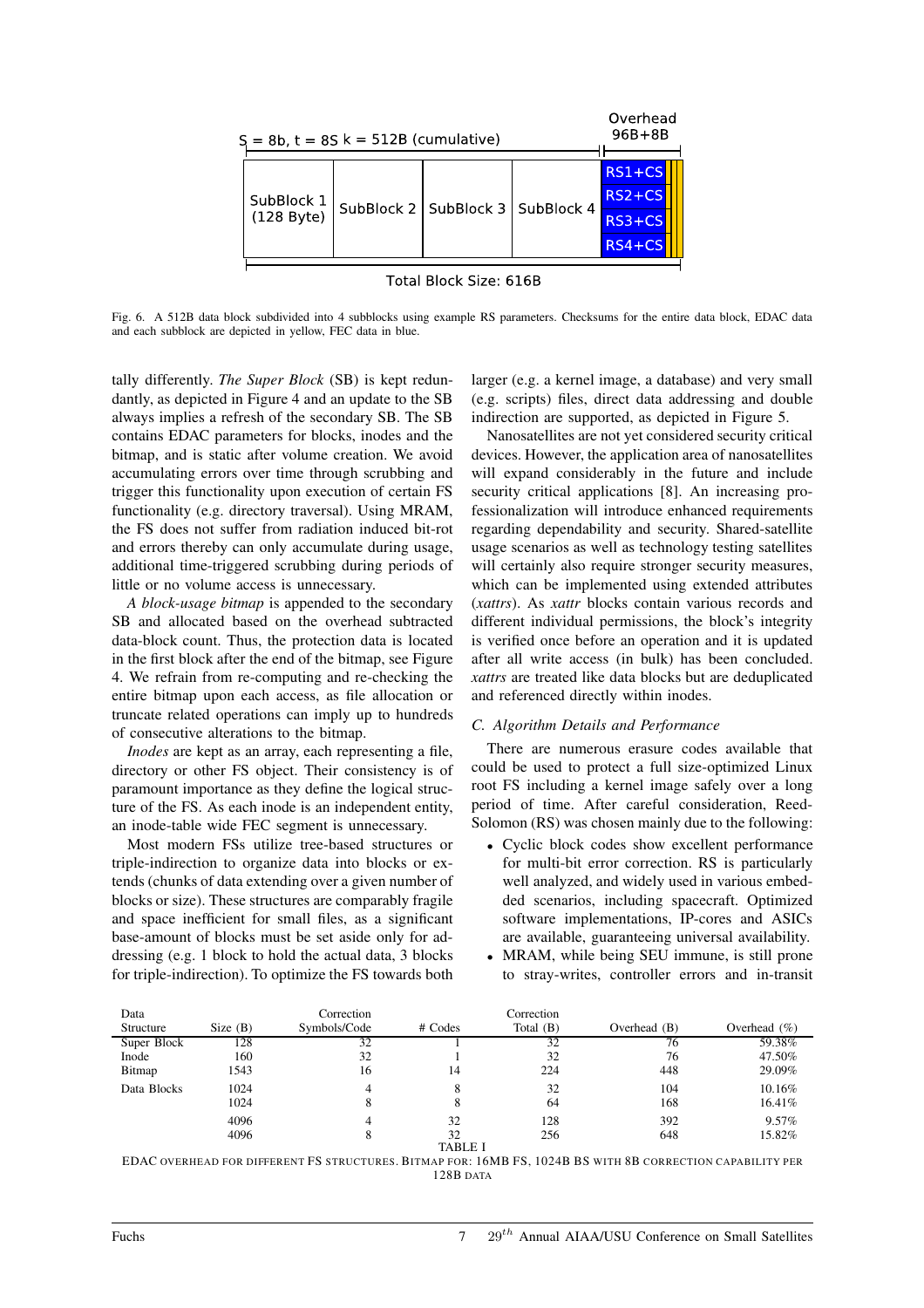S = 8b, t = 8S k = 512B (cumulative)

Overhead 96B+8B

SubBlock 1 (128 Byte) | SubBlock 2 | SubBlock 3 | SubBlock 4 | RS1+CS RS2+CS RS3+CS RS4+CS

Total Block Size: 616B

Fig. 6. A 512B data block subdivided into 4 subblocks using example RS parameters. Checksums for the entire data block, EDAC data and each subblock are depicted in yellow, FEC data in blue.

tally differently. *The Super Block* (SB) is kept redundantly, as depicted in Figure 4 and an update to the SB always implies a refresh of the secondary SB. The SB contains EDAC parameters for blocks, inodes and the bitmap, and is static after volume creation. We avoid accumulating errors over time through scrubbing and trigger this functionality upon execution of certain FS functionality (e.g. directory traversal). Using MRAM, the FS does not suffer from radiation induced bit-rot and errors thereby can only accumulate during usage, additional time-triggered scrubbing during periods of little or no volume access is unnecessary.

*A block-usage bitmap* is appended to the secondary SB and allocated based on the overhead subtracted data-block count. Thus, the protection data is located in the first block after the end of the bitmap, see Figure 4. We refrain from re-computing and re-checking the entire bitmap upon each access, as file allocation or truncate related operations can imply up to hundreds of consecutive alterations to the bitmap.

*Inodes* are kept as an array, each representing a file, directory or other FS object. Their consistency is of paramount importance as they define the logical structure of the FS. As each inode is an independent entity, an inode-table wide FEC segment is unnecessary.

Most modern FSs utilize tree-based structures or triple-indirection to organize data into blocks or extends (chunks of data extending over a given number of blocks or size). These structures are comparably fragile and space inefficient for small files, as a significant base-amount of blocks must be set aside only for addressing (e.g. 1 block to hold the actual data, 3 blocks for triple-indirection). To optimize the FS towards both larger (e.g. a kernel image, a database) and very small (e.g. scripts) files, direct data addressing and double indirection are supported, as depicted in Figure 5.

Nanosatellites are not yet considered security critical devices. However, the application area of nanosatellites will expand considerably in the future and include security critical applications [8]. An increasing professionalization will introduce enhanced requirements regarding dependability and security. Shared-satellite usage scenarios as well as technology testing satellites will certainly also require stronger security measures, which can be implemented using extended attributes (*xattrs*). As *xattr* blocks contain various records and different individual permissions, the block's integrity is verified once before an operation and it is updated after all write access (in bulk) has been concluded. *xattrs* are treated like data blocks but are deduplicated and referenced directly within inodes.

### C. Algorithm Details and Performance

There are numerous erasure codes available that could be used to protect a full size-optimized Linux root FS including a kernel image safely over a long period of time. After careful consideration, Reed-Solomon (RS) was chosen mainly due to the following:

- Cyclic block codes show excellent performance for multi-bit error correction. RS is particularly well analyzed, and widely used in various embedded scenarios, including spacecraft. Optimized software implementations, IP-cores and ASICs are available, guaranteeing universal availability.
- MRAM, while being SEU immune, is still prone to stray-writes, controller errors and in-transit

| Data Structure | Size (B) | Correction Symbols/Code | # Codes | Correction Total (B) | Overhead (B) | Overhead (%) |
|---|---|---|---|---|---|---|
| Super Block | 128 | 32 | 1 | 32 | 76 | 59.38% |
| Inode | 160 | 32 | 1 | 32 | 76 | 47.50% |
| Bitmap | 1543 | 16 | 14 | 224 | 448 | 29.09% |
| Data Blocks | 1024 | 4 | 8 | 32 | 104 | 10.16% |
| | 1024 | 8 | 8 | 64 | 168 | 16.41% |
| | 4096 | 4 | 32 | 128 | 392 | 9.57% |
| | 4096 | 8 | 32 | 256 | 648 | 15.82% |

TABLE I

EDAC OVERHEAD FOR DIFFERENT FS STRUCTURES. BITMAP FOR: 16MB FS, 1024B BS WITH 8B CORRECTION CAPABILITY PER 128B DATA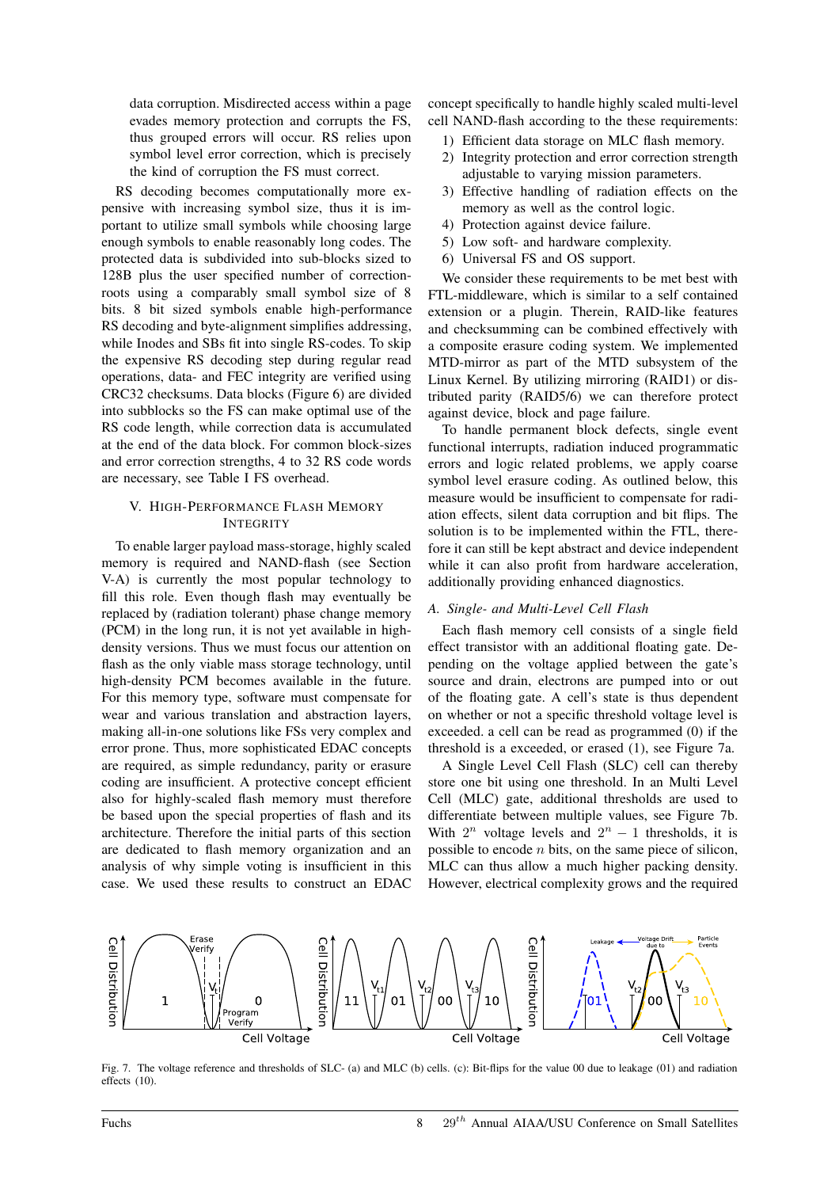data corruption. Misdirected access within a page evades memory protection and corrupts the FS, thus grouped errors will occur. RS relies upon symbol level error correction, which is precisely the kind of corruption the FS must correct.

RS decoding becomes computationally more expensive with increasing symbol size, thus it is important to utilize small symbols while choosing large enough symbols to enable reasonably long codes. The protected data is subdivided into sub-blocks sized to 128B plus the user specified number of correction-roots using a comparably small symbol size of 8 bits. 8 bit sized symbols enable high-performance RS decoding and byte-alignment simplifies addressing, while Inodes and SBs fit into single RS-codes. To skip the expensive RS decoding step during regular read operations, data- and FEC integrity are verified using CRC32 checksums. Data blocks (Figure 6) are divided into subblocks so the FS can make optimal use of the RS code length, while correction data is accumulated at the end of the data block. For common block-sizes and error correction strengths, 4 to 32 RS code words are necessary, see Table I FS overhead.

## V. High-Performance Flash Memory Integrity

To enable larger payload mass-storage, highly scaled memory is required and NAND-flash (see Section V-A) is currently the most popular technology to fill this role. Even though flash may eventually be replaced by (radiation tolerant) phase change memory (PCM) in the long run, it is not yet available in high-density versions. Thus we must focus our attention on flash as the only viable mass storage technology, until high-density PCM becomes available in the future. For this memory type, software must compensate for wear and various translation and abstraction layers, making all-in-one solutions like FSs very complex and error prone. Thus, more sophisticated EDAC concepts are required, as simple redundancy, parity or erasure coding are insufficient. A protective concept efficient also for highly-scaled flash memory must therefore be based upon the special properties of flash and its architecture. Therefore the initial parts of this section are dedicated to flash memory organization and an analysis of why simple voting is insufficient in this case. We used these results to construct an EDAC concept specifically to handle highly scaled multi-level cell NAND-flash according to the these requirements:

1) Efficient data storage on MLC flash memory.
2) Integrity protection and error correction strength adjustable to varying mission parameters.
3) Effective handling of radiation effects on the memory as well as the control logic.
4) Protection against device failure.
5) Low soft- and hardware complexity.
6) Universal FS and OS support.

We consider these requirements to be met best with FTL-middleware, which is similar to a self contained extension or a plugin. Therein, RAID-like features and checksumming can be combined effectively with a composite erasure coding system. We implemented MTD-mirror as part of the MTD subsystem of the Linux Kernel. By utilizing mirroring (RAID1) or distributed parity (RAID5/6) we can therefore protect against device, block and page failure.

To handle permanent block defects, single event functional interrupts, radiation induced programmatic errors and logic related problems, we apply coarse symbol level erasure coding. As outlined below, this measure would be insufficient to compensate for radiation effects, silent data corruption and bit flips. The solution is to be implemented within the FTL, therefore it can still be kept abstract and device independent while it can also profit from hardware acceleration, additionally providing enhanced diagnostics.

### A. Single- and Multi-Level Cell Flash

Each flash memory cell consists of a single field effect transistor with an additional floating gate. Depending on the voltage applied between the gate's source and drain, electrons are pumped into or out of the floating gate. A cell's state is thus dependent on whether or not a specific threshold voltage level is exceeded. a cell can be read as programmed (0) if the threshold is a exceeded, or erased (1), see Figure 7a.

A Single Level Cell Flash (SLC) cell can thereby store one bit using one threshold. In an Multi Level Cell (MLC) gate, additional thresholds are used to differentiate between multiple values, see Figure 7b. With $2^n$ voltage levels and $2^n - 1$ thresholds, it is possible to encode $n$ bits, on the same piece of silicon, MLC can thus allow a much higher packing density. However, electrical complexity grows and the required

Fig. 7. The voltage reference and thresholds of SLC- (a) and MLC (b) cells. (c): Bit-flips for the value 00 due to leakage (01) and radiation effects (10).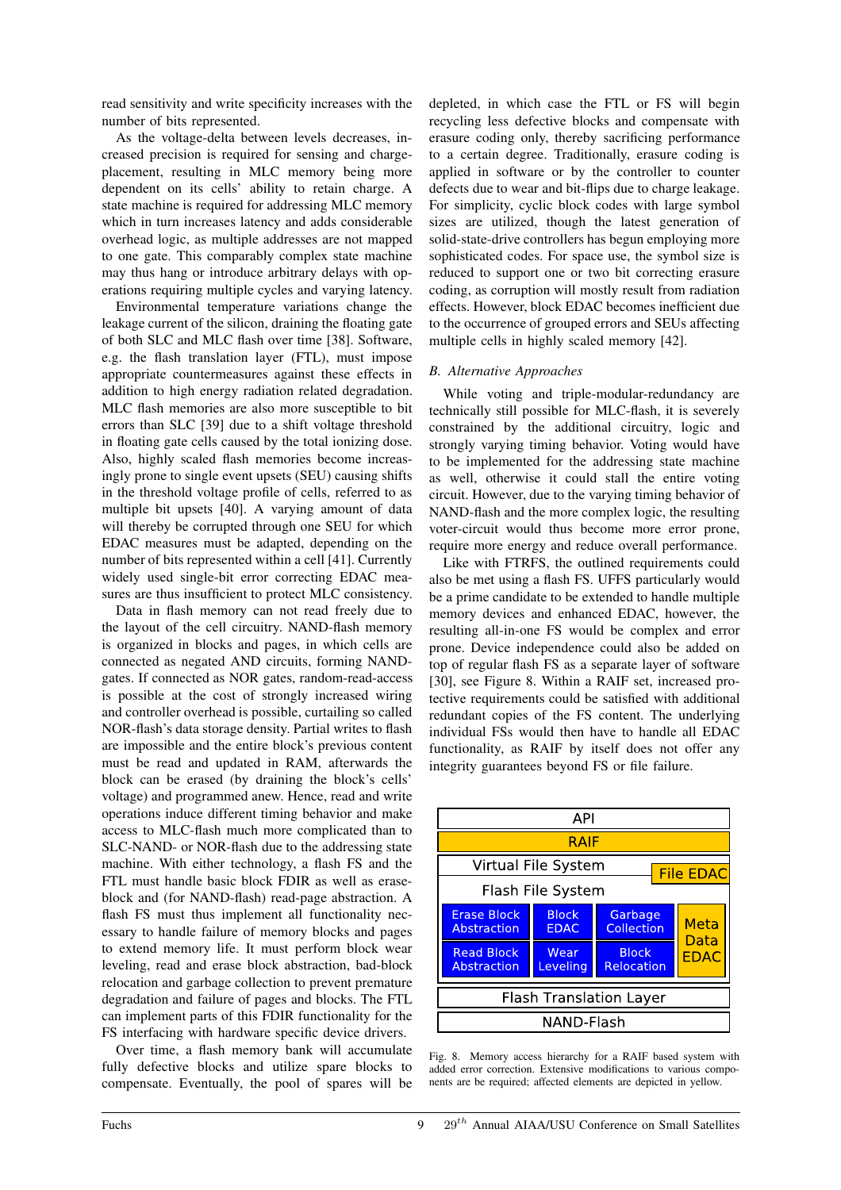read sensitivity and write specificity increases with the number of bits represented.

As the voltage-delta between levels decreases, increased precision is required for sensing and charge-placement, resulting in MLC memory being more dependent on its cells' ability to retain charge. A state machine is required for addressing MLC memory which in turn increases latency and adds considerable overhead logic, as multiple addresses are not mapped to one gate. This comparably complex state machine may thus hang or introduce arbitrary delays with operations requiring multiple cycles and varying latency.

Environmental temperature variations change the leakage current of the silicon, draining the floating gate of both SLC and MLC flash over time [38]. Software, e.g. the flash translation layer (FTL), must impose appropriate countermeasures against these effects in addition to high energy radiation related degradation. MLC flash memories are also more susceptible to bit errors than SLC [39] due to a shift voltage threshold in floating gate cells caused by the total ionizing dose. Also, highly scaled flash memories become increasingly prone to single event upsets (SEU) causing shifts in the threshold voltage profile of cells, referred to as multiple bit upsets [40]. A varying amount of data will thereby be corrupted through one SEU for which EDAC measures must be adapted, depending on the number of bits represented within a cell [41]. Currently widely used single-bit error correcting EDAC measures are thus insufficient to protect MLC consistency.

Data in flash memory can not read freely due to the layout of the cell circuitry. NAND-flash memory is organized in blocks and pages, in which cells are connected as negated AND circuits, forming NAND-gates. If connected as NOR gates, random-read-access is possible at the cost of strongly increased wiring and controller overhead is possible, curtailing so called NOR-flash's data storage density. Partial writes to flash are impossible and the entire block's previous content must be read and updated in RAM, afterwards the block can be erased (by draining the block's cells' voltage) and programmed anew. Hence, read and write operations induce different timing behavior and make access to MLC-flash much more complicated than to SLC-NAND- or NOR-flash due to the addressing state machine. With either technology, a flash FS and the FTL must handle basic block FDIR as well as erase-block and (for NAND-flash) read-page abstraction. A flash FS must thus implement all functionality necessary to handle failure of memory blocks and pages to extend memory life. It must perform block wear leveling, read and erase block abstraction, bad-block relocation and garbage collection to prevent premature degradation and failure of pages and blocks. The FTL can implement parts of this FDIR functionality for the FS interfacing with hardware specific device drivers.

Over time, a flash memory bank will accumulate fully defective blocks and utilize spare blocks to compensate. Eventually, the pool of spares will be depleted, in which case the FTL or FS will begin recycling less defective blocks and compensate with erasure coding only, thereby sacrificing performance to a certain degree. Traditionally, erasure coding is applied in software or by the controller to counter defects due to wear and bit-flips due to charge leakage. For simplicity, cyclic block codes with large symbol sizes are utilized, though the latest generation of solid-state-drive controllers has begun employing more sophisticated codes. For space use, the symbol size is reduced to support one or two bit correcting erasure coding, as corruption will mostly result from radiation effects. However, block EDAC becomes inefficient due to the occurrence of grouped errors and SEUs affecting multiple cells in highly scaled memory [42].

### B. Alternative Approaches

While voting and triple-modular-redundancy are technically still possible for MLC-flash, it is severely constrained by the additional circuitry, logic and strongly varying timing behavior. Voting would have to be implemented for the addressing state machine as well, otherwise it could stall the entire voting circuit. However, due to the varying timing behavior of NAND-flash and the more complex logic, the resulting voter-circuit would thus become more error prone, require more energy and reduce overall performance.

Like with FTRFS, the outlined requirements could also be met using a flash FS. UFFS particularly would be a prime candidate to be extended to handle multiple memory devices and enhanced EDAC, however, the resulting all-in-one FS would be complex and error prone. Device independence could also be added on top of regular flash FS as a separate layer of software [30], see Figure 8. Within a RAIF set, increased protective requirements could be satisfied with additional redundant copies of the FS content. The underlying individual FSs would then have to handle all EDAC functionality, as RAIF by itself does not offer any integrity guarantees beyond FS or file failure.

| API | | | |
|---|---|---|---|
| RAIF | | | |
| Virtual File System | | | File EDAC |
| Flash File System | | | |
| Erase Block Abstraction | Block EDAC | Garbage Collection | Meta Data EDAC |
| Read Block Abstraction | Wear Leveling | Block Relocation | |
| Flash Translation Layer | | | |
| NAND-Flash | | | |

Fig. 8. Memory access hierarchy for a RAIF based system with added error correction. Extensive modifications to various components are be required; affected elements are depicted in yellow.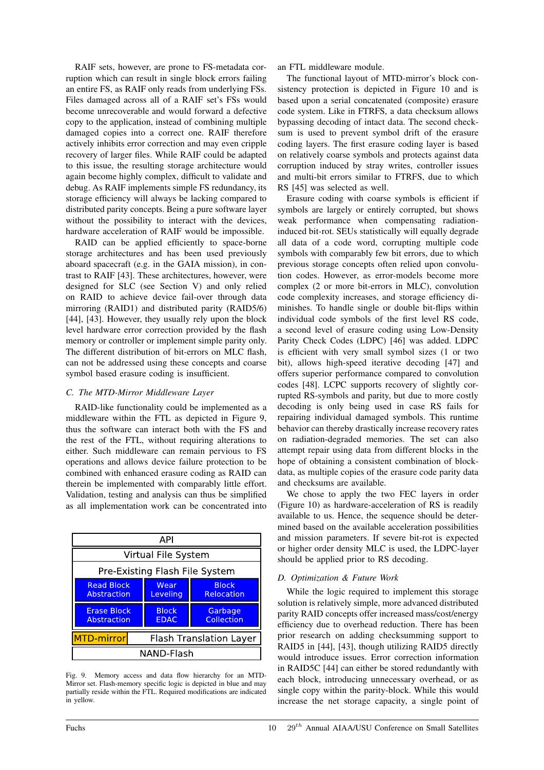RAIF sets, however, are prone to FS-metadata corruption which can result in single block errors failing an entire FS, as RAIF only reads from underlying FSs. Files damaged across all of a RAIF set's FSs would become unrecoverable and would forward a defective copy to the application, instead of combining multiple damaged copies into a correct one. RAIF therefore actively inhibits error correction and may even cripple recovery of larger files. While RAIF could be adapted to this issue, the resulting storage architecture would again become highly complex, difficult to validate and debug. As RAIF implements simple FS redundancy, its storage efficiency will always be lacking compared to distributed parity concepts. Being a pure software layer without the possibility to interact with the devices, hardware acceleration of RAIF would be impossible.

RAID can be applied efficiently to space-borne storage architectures and has been used previously aboard spacecraft (e.g. in the GAIA mission), in contrast to RAIF [43]. These architectures, however, were designed for SLC (see Section V) and only relied on RAID to achieve device fail-over through data mirroring (RAID1) and distributed parity (RAID5/6) [44], [43]. However, they usually rely upon the block level hardware error correction provided by the flash memory or controller or implement simple parity only. The different distribution of bit-errors on MLC flash, can not be addressed using these concepts and coarse symbol based erasure coding is insufficient.

### *C. The MTD-Mirror Middleware Layer*

RAID-like functionality could be implemented as a middleware within the FTL as depicted in Figure 9, thus the software can interact both with the FS and the rest of the FTL, without requiring alterations to either. Such middleware can remain pervious to FS operations and allows device failure protection to be combined with enhanced erasure coding as RAID can therein be implemented with comparably little effort. Validation, testing and analysis can thus be simplified as all implementation work can be concentrated into an FTL middleware module.

| API | | |
|---|---|---|
| Virtual File System | | |
| Pre-Existing Flash File System | | |
| Read Block Abstraction | Wear Leveling | Block Relocation |
| Erase Block Abstraction | Block EDAC | Garbage Collection |
| MTD-mirror | Flash Translation Layer | |
| NAND-Flash | | |

Fig. 9. Memory access and data flow hierarchy for an MTD-Mirror set. Flash-memory specific logic is depicted in blue and may partially reside within the FTL. Required modifications are indicated in yellow.

The functional layout of MTD-mirror's block consistency protection is depicted in Figure 10 and is based upon a serial concatenated (composite) erasure code system. Like in FTRFS, a data checksum allows bypassing decoding of intact data. The second checksum is used to prevent symbol drift of the erasure coding layers. The first erasure coding layer is based on relatively coarse symbols and protects against data corruption induced by stray writes, controller issues and multi-bit errors similar to FTRFS, due to which RS [45] was selected as well.

Erasure coding with coarse symbols is efficient if symbols are largely or entirely corrupted, but shows weak performance when compensating radiation-induced bit-rot. SEUs statistically will equally degrade all data of a code word, corrupting multiple code symbols with comparably few bit errors, due to which previous storage concepts often relied upon convolution codes. However, as error-models become more complex (2 or more bit-errors in MLC), convolution code complexity increases, and storage efficiency diminishes. To handle single or double bit-flips within individual code symbols of the first level RS code, a second level of erasure coding using Low-Density Parity Check Codes (LDPC) [46] was added. LDPC is efficient with very small symbol sizes (1 or two bit), allows high-speed iterative decoding [47] and offers superior performance compared to convolution codes [48]. LCPC supports recovery of slightly corrupted RS-symbols and parity, but due to more costly decoding is only being used in case RS fails for repairing individual damaged symbols. This runtime behavior can thereby drastically increase recovery rates on radiation-degraded memories. The set can also attempt repair using data from different blocks in the hope of obtaining a consistent combination of block-data, as multiple copies of the erasure code parity data and checksums are available.

We chose to apply the two FEC layers in order (Figure 10) as hardware-acceleration of RS is readily available to us. Hence, the sequence should be determined based on the available acceleration possibilities and mission parameters. If severe bit-rot is expected or higher order density MLC is used, the LDPC-layer should be applied prior to RS decoding.

### *D. Optimization & Future Work*

While the logic required to implement this storage solution is relatively simple, more advanced distributed parity RAID concepts offer increased mass/cost/energy efficiency due to overhead reduction. There has been prior research on adding checksumming support to RAID5 in [44], [43], though utilizing RAID5 directly would introduce issues. Error correction information in RAID5C [44] can either be stored redundantly with each block, introducing unnecessary overhead, or as single copy within the parity-block. While this would increase the net storage capacity, a single point of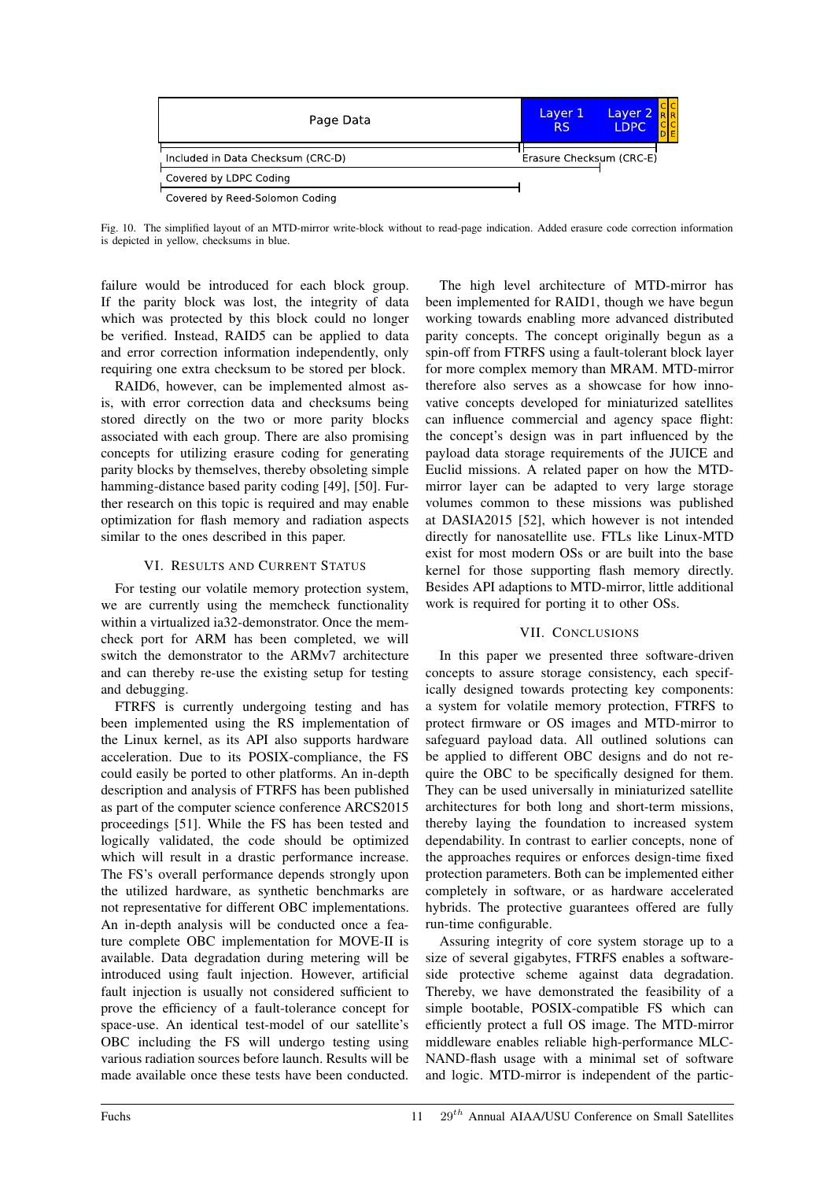Page Data | Layer 1 RS | Layer 2 LDPC | CRC-D | CRC-E

Included in Data Checksum (CRC-D) — Erasure Checksum (CRC-E)

Covered by LDPC Coding

Covered by Reed-Solomon Coding

Fig. 10. The simplified layout of an MTD-mirror write-block without to read-page indication. Added erasure code correction information is depicted in yellow, checksums in blue.

failure would be introduced for each block group. If the parity block was lost, the integrity of data which was protected by this block could no longer be verified. Instead, RAID5 can be applied to data and error correction information independently, only requiring one extra checksum to be stored per block.

RAID6, however, can be implemented almost as-is, with error correction data and checksums being stored directly on the two or more parity blocks associated with each group. There are also promising concepts for utilizing erasure coding for generating parity blocks by themselves, thereby obsoleting simple hamming-distance based parity coding [49], [50]. Further research on this topic is required and may enable optimization for flash memory and radiation aspects similar to the ones described in this paper.

## VI. Results and Current Status

For testing our volatile memory protection system, we are currently using the memcheck functionality within a virtualized ia32-demonstrator. Once the memcheck port for ARM has been completed, we will switch the demonstrator to the ARMv7 architecture and can thereby re-use the existing setup for testing and debugging.

FTRFS is currently undergoing testing and has been implemented using the RS implementation of the Linux kernel, as its API also supports hardware acceleration. Due to its POSIX-compliance, the FS could easily be ported to other platforms. An in-depth description and analysis of FTRFS has been published as part of the computer science conference ARCS2015 proceedings [51]. While the FS has been tested and logically validated, the code should be optimized which will result in a drastic performance increase. The FS's overall performance depends strongly upon the utilized hardware, as synthetic benchmarks are not representative for different OBC implementations. An in-depth analysis will be conducted once a feature complete OBC implementation for MOVE-II is available. Data degradation during metering will be introduced using fault injection. However, artificial fault injection is usually not considered sufficient to prove the efficiency of a fault-tolerance concept for space-use. An identical test-model of our satellite's OBC including the FS will undergo testing using various radiation sources before launch. Results will be made available once these tests have been conducted.

The high level architecture of MTD-mirror has been implemented for RAID1, though we have begun working towards enabling more advanced distributed parity concepts. The concept originally begun as a spin-off from FTRFS using a fault-tolerant block layer for more complex memory than MRAM. MTD-mirror therefore also serves as a showcase for how innovative concepts developed for miniaturized satellites can influence commercial and agency space flight: the concept's design was in part influenced by the payload data storage requirements of the JUICE and Euclid missions. A related paper on how the MTD-mirror layer can be adapted to very large storage volumes common to these missions was published at DASIA2015 [52], which however is not intended directly for nanosatellite use. FTLs like Linux-MTD exist for most modern OSs or are built into the base kernel for those supporting flash memory directly. Besides API adaptions to MTD-mirror, little additional work is required for porting it to other OSs.

## VII. Conclusions

In this paper we presented three software-driven concepts to assure storage consistency, each specifically designed towards protecting key components: a system for volatile memory protection, FTRFS to protect firmware or OS images and MTD-mirror to safeguard payload data. All outlined solutions can be applied to different OBC designs and do not require the OBC to be specifically designed for them. They can be used universally in miniaturized satellite architectures for both long and short-term missions, thereby laying the foundation to increased system dependability. In contrast to earlier concepts, none of the approaches requires or enforces design-time fixed protection parameters. Both can be implemented either completely in software, or as hardware accelerated hybrids. The protective guarantees offered are fully run-time configurable.

Assuring integrity of core system storage up to a size of several gigabytes, FTRFS enables a software-side protective scheme against data degradation. Thereby, we have demonstrated the feasibility of a simple bootable, POSIX-compatible FS which can efficiently protect a full OS image. The MTD-mirror middleware enables reliable high-performance MLC-NAND-flash usage with a minimal set of software and logic. MTD-mirror is independent of the partic-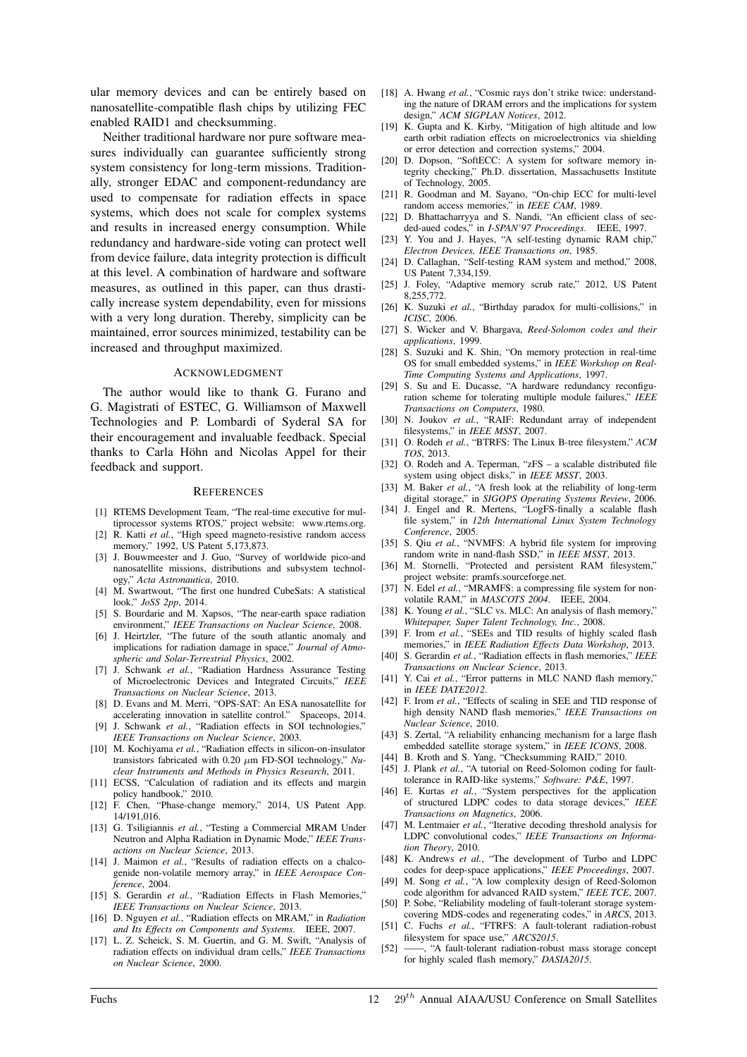ular memory devices and can be entirely based on nanosatellite-compatible flash chips by utilizing FEC enabled RAID1 and checksumming.

Neither traditional hardware nor pure software measures individually can guarantee sufficiently strong system consistency for long-term missions. Traditionally, stronger EDAC and component-redundancy are used to compensate for radiation effects in space systems, which does not scale for complex systems and results in increased energy consumption. While redundancy and hardware-side voting can protect well from device failure, data integrity protection is difficult at this level. A combination of hardware and software measures, as outlined in this paper, can thus drastically increase system dependability, even for missions with a very long duration. Thereby, simplicity can be maintained, error sources minimized, testability can be increased and throughput maximized.

## ACKNOWLEDGMENT

The author would like to thank G. Furano and G. Magistrati of ESTEC, G. Williamson of Maxwell Technologies and P. Lombardi of Syderal SA for their encouragement and invaluable feedback. Special thanks to Carla Höhn and Nicolas Appel for their feedback and support.

## REFERENCES

[1] RTEMS Development Team, "The real-time executive for multiprocessor systems RTOS," project website: www.rtems.org.

[2] R. Katti *et al.*, "High speed magneto-resistive random access memory," 1992, US Patent 5,173,873.

[3] J. Bouwmeester and J. Guo, "Survey of worldwide pico-and nanosatellite missions, distributions and subsystem technology," *Acta Astronautica*, 2010.

[4] M. Swartwout, "The first one hundred CubeSats: A statistical look," *JoSS 2pp*, 2014.

[5] S. Bourdarie and M. Xapsos, "The near-earth space radiation environment," *IEEE Transactions on Nuclear Science*, 2008.

[6] J. Heirtzler, "The future of the south atlantic anomaly and implications for radiation damage in space," *Journal of Atmospheric and Solar-Terrestrial Physics*, 2002.

[7] J. Schwank *et al.*, "Radiation Hardness Assurance Testing of Microelectronic Devices and Integrated Circuits," *IEEE Transactions on Nuclear Science*, 2013.

[8] D. Evans and M. Merri, "OPS-SAT: An ESA nanosatellite for accelerating innovation in satellite control." Spaceops, 2014.

[9] J. Schwank *et al.*, "Radiation effects in SOI technologies," *IEEE Transactions on Nuclear Science*, 2003.

[10] M. Kochiyama *et al.*, "Radiation effects in silicon-on-insulator transistors fabricated with 0.20 $\mu$m FD-SOI technology," *Nuclear Instruments and Methods in Physics Research*, 2011.

[11] ECSS, "Calculation of radiation and its effects and margin policy handbook," 2010.

[12] F. Chen, "Phase-change memory," 2014, US Patent App. 14/191,016.

[13] G. Tsiligiannis *et al.*, "Testing a Commercial MRAM Under Neutron and Alpha Radiation in Dynamic Mode," *IEEE Transactions on Nuclear Science*, 2013.

[14] J. Maimon *et al.*, "Results of radiation effects on a chalcogenide non-volatile memory array," in *IEEE Aerospace Conference*, 2004.

[15] S. Gerardin *et al.*, "Radiation Effects in Flash Memories," *IEEE Transactions on Nuclear Science*, 2013.

[16] D. Nguyen *et al.*, "Radiation effects on MRAM," in *Radiation and Its Effects on Components and Systems*. IEEE, 2007.

[17] L. Z. Scheick, S. M. Guertin, and G. M. Swift, "Analysis of radiation effects on individual dram cells," *IEEE Transactions on Nuclear Science*, 2000.

[18] A. Hwang *et al.*, "Cosmic rays don't strike twice: understanding the nature of DRAM errors and the implications for system design," *ACM SIGPLAN Notices*, 2012.

[19] K. Gupta and K. Kirby, "Mitigation of high altitude and low earth orbit radiation effects on microelectronics via shielding or error detection and correction systems," 2004.

[20] D. Dopson, "SoftECC: A system for software memory integrity checking," Ph.D. dissertation, Massachusetts Institute of Technology, 2005.

[21] R. Goodman and M. Sayano, "On-chip ECC for multi-level random access memories," in *IEEE CAM*, 1989.

[22] D. Bhattacharryya and S. Nandi, "An efficient class of secded-aued codes," in *I-SPAN'97 Proceedings*. IEEE, 1997.

[23] Y. You and J. Hayes, "A self-testing dynamic RAM chip," *Electron Devices, IEEE Transactions on*, 1985.

[24] D. Callaghan, "Self-testing RAM system and method," 2008, US Patent 7,334,159.

[25] J. Foley, "Adaptive memory scrub rate," 2012, US Patent 8,255,772.

[26] K. Suzuki *et al.*, "Birthday paradox for multi-collisions," in *ICISC*, 2006.

[27] S. Wicker and V. Bhargava, *Reed-Solomon codes and their applications*, 1999.

[28] S. Suzuki and K. Shin, "On memory protection in real-time OS for small embedded systems," in *IEEE Workshop on Real-Time Computing Systems and Applications*, 1997.

[29] S. Su and E. Ducasse, "A hardware redundancy reconfiguration scheme for tolerating multiple module failures," *IEEE Transactions on Computers*, 1980.

[30] N. Joukov *et al.*, "RAIF: Redundant array of independent filesystems," in *IEEE MSST*, 2007.

[31] O. Rodeh *et al.*, "BTRFS: The Linux B-tree filesystem," *ACM TOS*, 2013.

[32] O. Rodeh and A. Teperman, "zFS – a scalable distributed file system using object disks," in *IEEE MSST*, 2003.

[33] M. Baker *et al.*, "A fresh look at the reliability of long-term digital storage," in *SIGOPS Operating Systems Review*, 2006.

[34] J. Engel and R. Mertens, "LogFS-finally a scalable flash file system," in *12th International Linux System Technology Conference*, 2005.

[35] S. Qiu *et al.*, "NVMFS: A hybrid file system for improving random write in nand-flash SSD," in *IEEE MSST*, 2013.

[36] M. Stornelli, "Protected and persistent RAM filesystem," project website: pramfs.sourceforge.net.

[37] N. Edel *et al.*, "MRAMFS: a compressing file system for non-volatile RAM," in *MASCOTS 2004*. IEEE, 2004.

[38] K. Young *et al.*, "SLC vs. MLC: An analysis of flash memory," *Whitepaper, Super Talent Technology, Inc.*, 2008.

[39] F. Irom *et al.*, "SEEs and TID results of highly scaled flash memories," in *IEEE Radiation Effects Data Workshop*, 2013.

[40] S. Gerardin *et al.*, "Radiation effects in flash memories," *IEEE Transactions on Nuclear Science*, 2013.

[41] Y. Cai *et al.*, "Error patterns in MLC NAND flash memory," in *IEEE DATE2012*.

[42] F. Irom *et al.*, "Effects of scaling in SEE and TID response of high density NAND flash memories," *IEEE Transactions on Nuclear Science*, 2010.

[43] S. Zertal, "A reliability enhancing mechanism for a large flash embedded satellite storage system," in *IEEE ICONS*, 2008.

[44] B. Kroth and S. Yang, "Checksumming RAID," 2010.

[45] J. Plank *et al.*, "A tutorial on Reed-Solomon coding for fault-tolerance in RAID-like systems," *Software: P&E*, 1997.

[46] E. Kurtas *et al.*, "System perspectives for the application of structured LDPC codes to data storage devices," *IEEE Transactions on Magnetics*, 2006.

[47] M. Lentmaier *et al.*, "Iterative decoding threshold analysis for LDPC convolutional codes," *IEEE Transactions on Information Theory*, 2010.

[48] K. Andrews *et al.*, "The development of Turbo and LDPC codes for deep-space applications," *IEEE Proceedings*, 2007.

[49] M. Song *et al.*, "A low complexity design of Reed-Solomon code algorithm for advanced RAID system," *IEEE TCE*, 2007.

[50] P. Sobe, "Reliability modeling of fault-tolerant storage systemcovering MDS-codes and regenerating codes," in *ARCS*, 2013.

[51] C. Fuchs *et al.*, "FTRFS: A fault-tolerant radiation-robust filesystem for space use," *ARCS2015*.

[52] ——, "A fault-tolerant radiation-robust mass storage concept for highly scaled flash memory," *DASIA2015*.